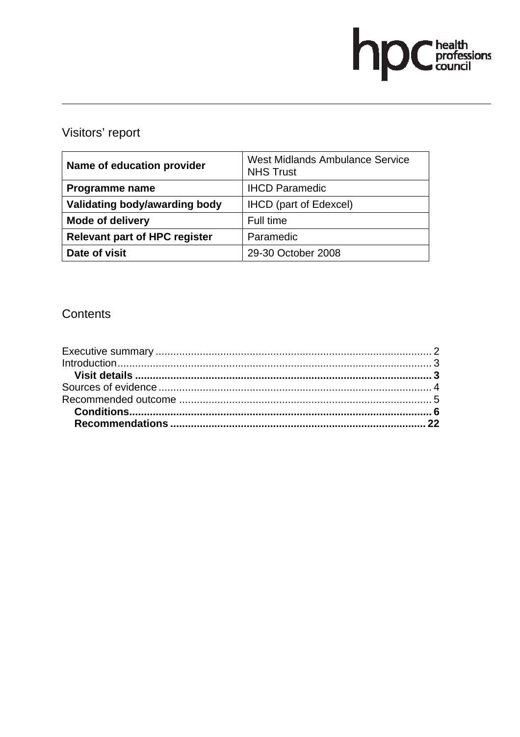hpc health professions council

# Visitors' report

| Name of education provider | West Midlands Ambulance Service NHS Trust |
|---|---|
| **Programme name** | IHCD Paramedic |
| **Validating body/awarding body** | IHCD (part of Edexcel) |
| **Mode of delivery** | Full time |
| **Relevant part of HPC register** | Paramedic |
| **Date of visit** | 29-30 October 2008 |

## Contents

Executive summary ............................................................................................ 2
Introduction......................................................................................................... 3
**Visit details** .................................................................................................... 3
Sources of evidence ............................................................................................ 4
Recommended outcome ..................................................................................... 5
**Conditions**...................................................................................................... 6
**Recommendations** ...................................................................................... 22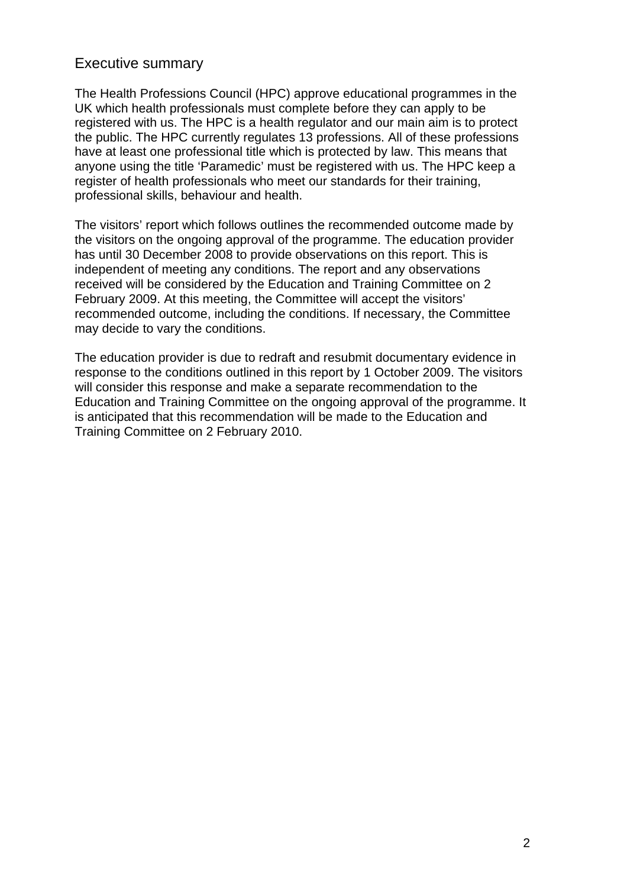## Executive summary

The Health Professions Council (HPC) approve educational programmes in the UK which health professionals must complete before they can apply to be registered with us. The HPC is a health regulator and our main aim is to protect the public. The HPC currently regulates 13 professions. All of these professions have at least one professional title which is protected by law. This means that anyone using the title 'Paramedic' must be registered with us. The HPC keep a register of health professionals who meet our standards for their training, professional skills, behaviour and health.

The visitors' report which follows outlines the recommended outcome made by the visitors on the ongoing approval of the programme. The education provider has until 30 December 2008 to provide observations on this report. This is independent of meeting any conditions. The report and any observations received will be considered by the Education and Training Committee on 2 February 2009. At this meeting, the Committee will accept the visitors' recommended outcome, including the conditions. If necessary, the Committee may decide to vary the conditions.

The education provider is due to redraft and resubmit documentary evidence in response to the conditions outlined in this report by 1 October 2009. The visitors will consider this response and make a separate recommendation to the Education and Training Committee on the ongoing approval of the programme. It is anticipated that this recommendation will be made to the Education and Training Committee on 2 February 2010.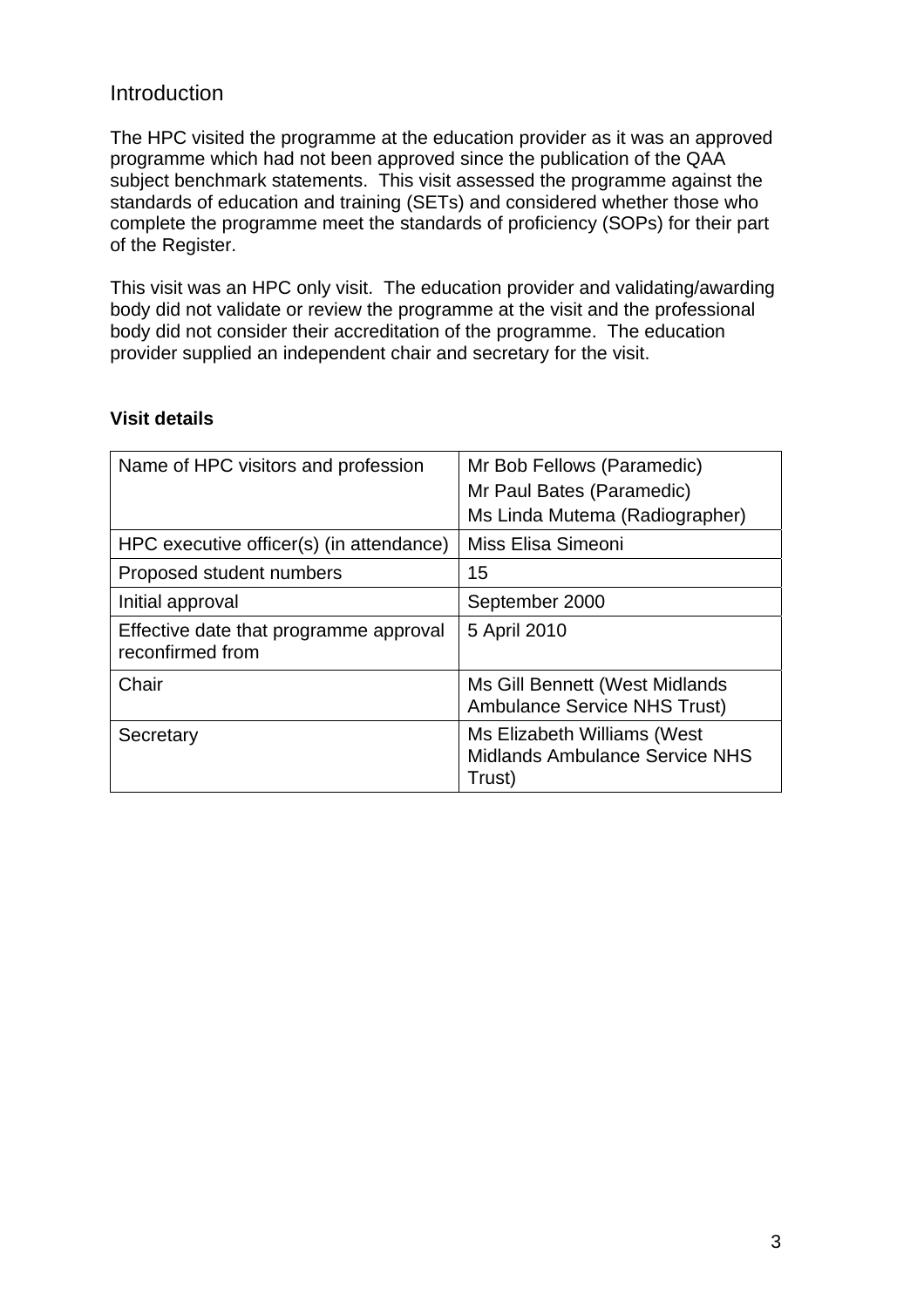## Introduction

The HPC visited the programme at the education provider as it was an approved programme which had not been approved since the publication of the QAA subject benchmark statements. This visit assessed the programme against the standards of education and training (SETs) and considered whether those who complete the programme meet the standards of proficiency (SOPs) for their part of the Register.

This visit was an HPC only visit. The education provider and validating/awarding body did not validate or review the programme at the visit and the professional body did not consider their accreditation of the programme. The education provider supplied an independent chair and secretary for the visit.

**Visit details**

| | |
|---|---|
| Name of HPC visitors and profession | Mr Bob Fellows (Paramedic)<br>Mr Paul Bates (Paramedic)<br>Ms Linda Mutema (Radiographer) |
| HPC executive officer(s) (in attendance) | Miss Elisa Simeoni |
| Proposed student numbers | 15 |
| Initial approval | September 2000 |
| Effective date that programme approval reconfirmed from | 5 April 2010 |
| Chair | Ms Gill Bennett (West Midlands Ambulance Service NHS Trust) |
| Secretary | Ms Elizabeth Williams (West Midlands Ambulance Service NHS Trust) |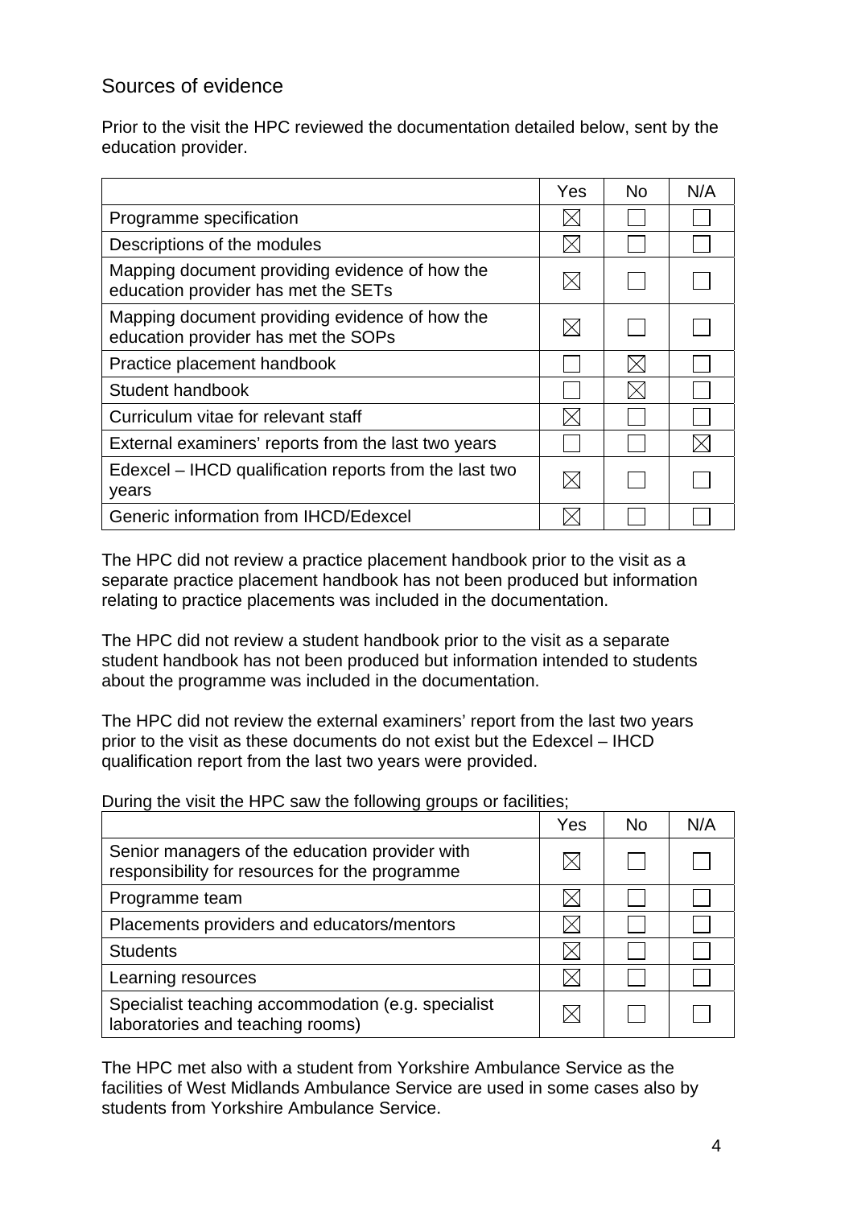## Sources of evidence

Prior to the visit the HPC reviewed the documentation detailed below, sent by the education provider.

| | Yes | No | N/A |
|---|---|---|---|
| Programme specification | ☒ | ☐ | ☐ |
| Descriptions of the modules | ☒ | ☐ | ☐ |
| Mapping document providing evidence of how the education provider has met the SETs | ☒ | ☐ | ☐ |
| Mapping document providing evidence of how the education provider has met the SOPs | ☒ | ☐ | ☐ |
| Practice placement handbook | ☐ | ☒ | ☐ |
| Student handbook | ☐ | ☒ | ☐ |
| Curriculum vitae for relevant staff | ☒ | ☐ | ☐ |
| External examiners' reports from the last two years | ☐ | ☐ | ☒ |
| Edexcel – IHCD qualification reports from the last two years | ☒ | ☐ | ☐ |
| Generic information from IHCD/Edexcel | ☒ | ☐ | ☐ |

The HPC did not review a practice placement handbook prior to the visit as a separate practice placement handbook has not been produced but information relating to practice placements was included in the documentation.

The HPC did not review a student handbook prior to the visit as a separate student handbook has not been produced but information intended to students about the programme was included in the documentation.

The HPC did not review the external examiners' report from the last two years prior to the visit as these documents do not exist but the Edexcel – IHCD qualification report from the last two years were provided.

During the visit the HPC saw the following groups or facilities;

| | Yes | No | N/A |
|---|---|---|---|
| Senior managers of the education provider with responsibility for resources for the programme | ☒ | ☐ | ☐ |
| Programme team | ☒ | ☐ | ☐ |
| Placements providers and educators/mentors | ☒ | ☐ | ☐ |
| Students | ☒ | ☐ | ☐ |
| Learning resources | ☒ | ☐ | ☐ |
| Specialist teaching accommodation (e.g. specialist laboratories and teaching rooms) | ☒ | ☐ | ☐ |

The HPC met also with a student from Yorkshire Ambulance Service as the facilities of West Midlands Ambulance Service are used in some cases also by students from Yorkshire Ambulance Service.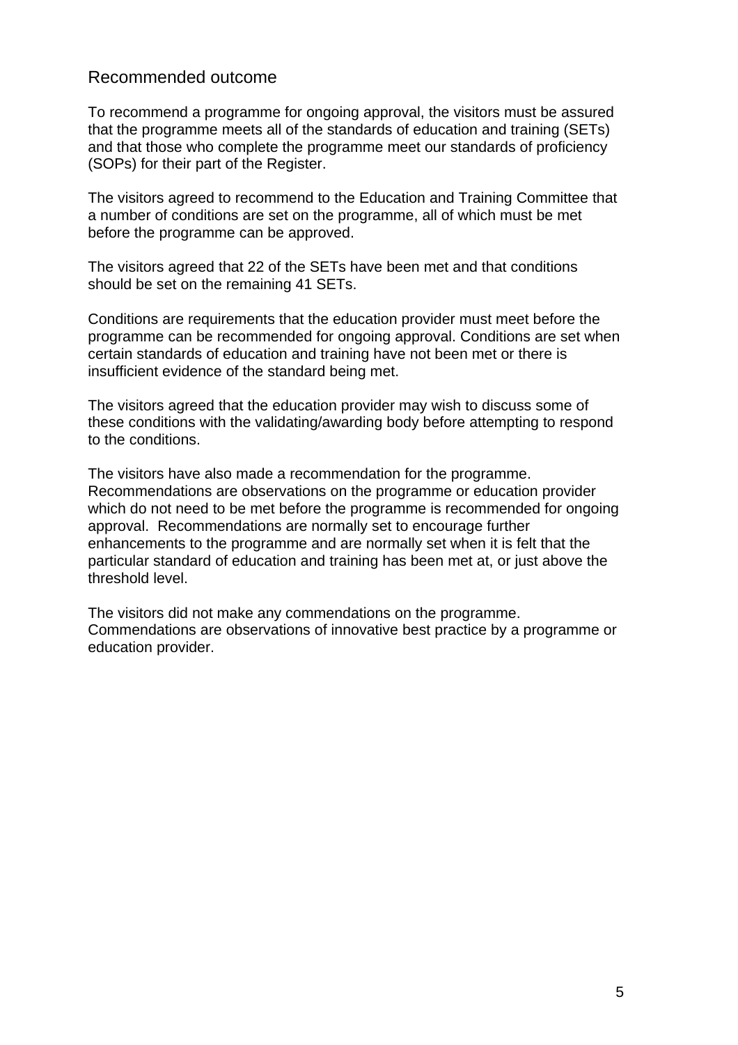## Recommended outcome

To recommend a programme for ongoing approval, the visitors must be assured that the programme meets all of the standards of education and training (SETs) and that those who complete the programme meet our standards of proficiency (SOPs) for their part of the Register.

The visitors agreed to recommend to the Education and Training Committee that a number of conditions are set on the programme, all of which must be met before the programme can be approved.

The visitors agreed that 22 of the SETs have been met and that conditions should be set on the remaining 41 SETs.

Conditions are requirements that the education provider must meet before the programme can be recommended for ongoing approval. Conditions are set when certain standards of education and training have not been met or there is insufficient evidence of the standard being met.

The visitors agreed that the education provider may wish to discuss some of these conditions with the validating/awarding body before attempting to respond to the conditions.

The visitors have also made a recommendation for the programme. Recommendations are observations on the programme or education provider which do not need to be met before the programme is recommended for ongoing approval. Recommendations are normally set to encourage further enhancements to the programme and are normally set when it is felt that the particular standard of education and training has been met at, or just above the threshold level.

The visitors did not make any commendations on the programme. Commendations are observations of innovative best practice by a programme or education provider.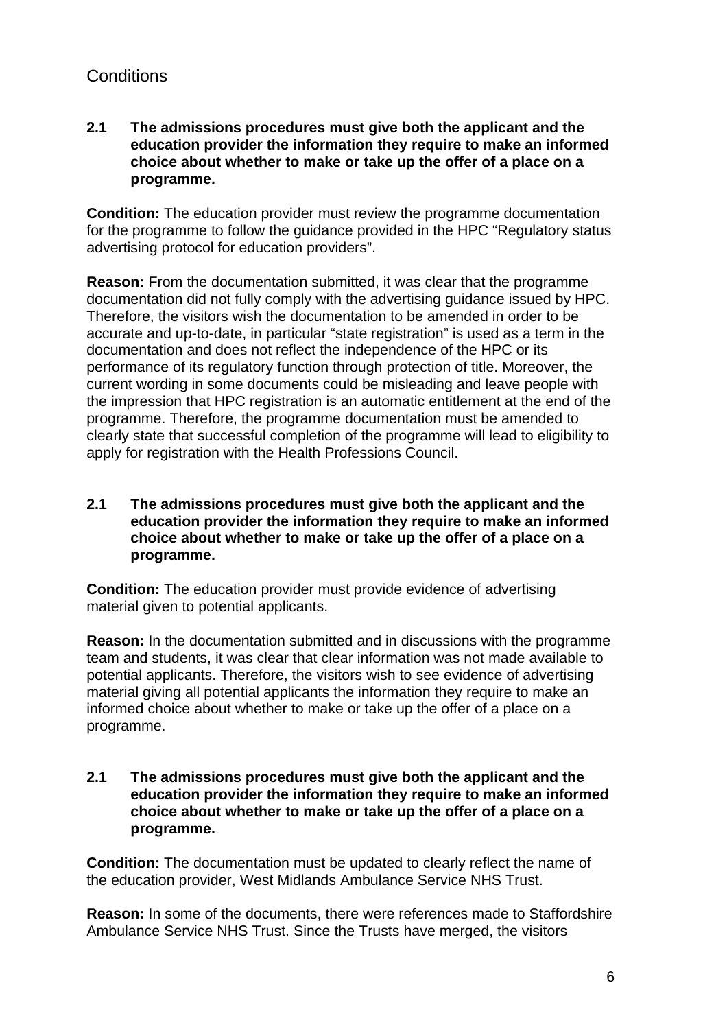## Conditions

**2.1 The admissions procedures must give both the applicant and the education provider the information they require to make an informed choice about whether to make or take up the offer of a place on a programme.**

**Condition:** The education provider must review the programme documentation for the programme to follow the guidance provided in the HPC "Regulatory status advertising protocol for education providers".

**Reason:** From the documentation submitted, it was clear that the programme documentation did not fully comply with the advertising guidance issued by HPC. Therefore, the visitors wish the documentation to be amended in order to be accurate and up-to-date, in particular "state registration" is used as a term in the documentation and does not reflect the independence of the HPC or its performance of its regulatory function through protection of title. Moreover, the current wording in some documents could be misleading and leave people with the impression that HPC registration is an automatic entitlement at the end of the programme. Therefore, the programme documentation must be amended to clearly state that successful completion of the programme will lead to eligibility to apply for registration with the Health Professions Council.

**2.1 The admissions procedures must give both the applicant and the education provider the information they require to make an informed choice about whether to make or take up the offer of a place on a programme.**

**Condition:** The education provider must provide evidence of advertising material given to potential applicants.

**Reason:** In the documentation submitted and in discussions with the programme team and students, it was clear that clear information was not made available to potential applicants. Therefore, the visitors wish to see evidence of advertising material giving all potential applicants the information they require to make an informed choice about whether to make or take up the offer of a place on a programme.

**2.1 The admissions procedures must give both the applicant and the education provider the information they require to make an informed choice about whether to make or take up the offer of a place on a programme.**

**Condition:** The documentation must be updated to clearly reflect the name of the education provider, West Midlands Ambulance Service NHS Trust.

**Reason:** In some of the documents, there were references made to Staffordshire Ambulance Service NHS Trust. Since the Trusts have merged, the visitors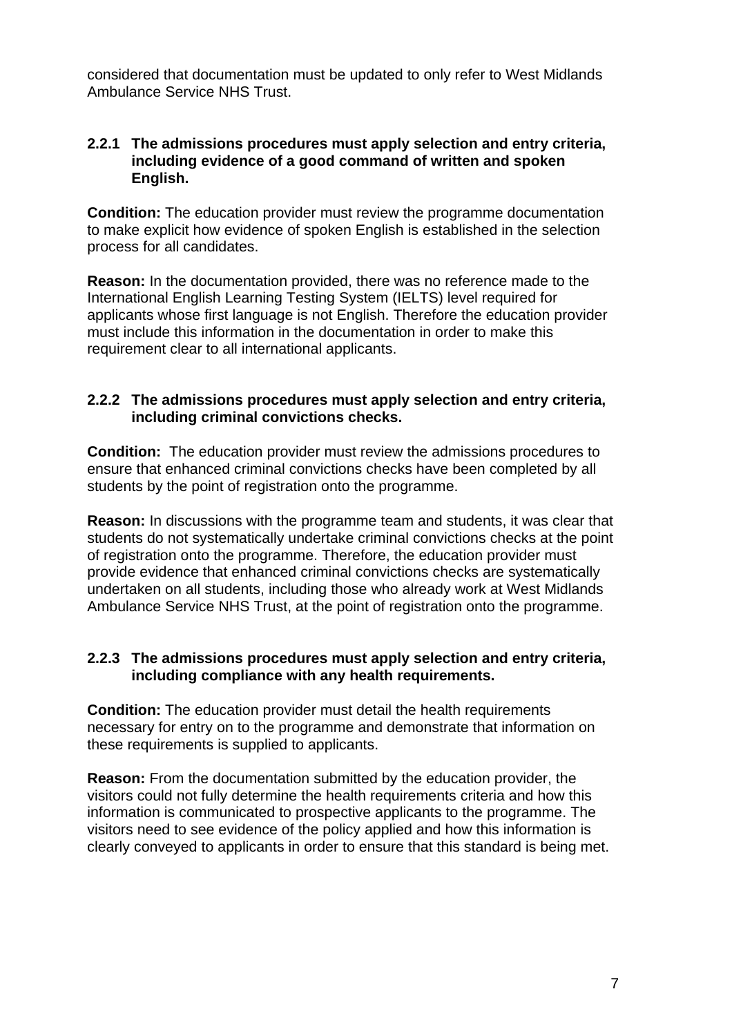considered that documentation must be updated to only refer to West Midlands Ambulance Service NHS Trust.

**2.2.1 The admissions procedures must apply selection and entry criteria, including evidence of a good command of written and spoken English.**

**Condition:** The education provider must review the programme documentation to make explicit how evidence of spoken English is established in the selection process for all candidates.

**Reason:** In the documentation provided, there was no reference made to the International English Learning Testing System (IELTS) level required for applicants whose first language is not English. Therefore the education provider must include this information in the documentation in order to make this requirement clear to all international applicants.

**2.2.2 The admissions procedures must apply selection and entry criteria, including criminal convictions checks.**

**Condition:** The education provider must review the admissions procedures to ensure that enhanced criminal convictions checks have been completed by all students by the point of registration onto the programme.

**Reason:** In discussions with the programme team and students, it was clear that students do not systematically undertake criminal convictions checks at the point of registration onto the programme. Therefore, the education provider must provide evidence that enhanced criminal convictions checks are systematically undertaken on all students, including those who already work at West Midlands Ambulance Service NHS Trust, at the point of registration onto the programme.

**2.2.3 The admissions procedures must apply selection and entry criteria, including compliance with any health requirements.**

**Condition:** The education provider must detail the health requirements necessary for entry on to the programme and demonstrate that information on these requirements is supplied to applicants.

**Reason:** From the documentation submitted by the education provider, the visitors could not fully determine the health requirements criteria and how this information is communicated to prospective applicants to the programme. The visitors need to see evidence of the policy applied and how this information is clearly conveyed to applicants in order to ensure that this standard is being met.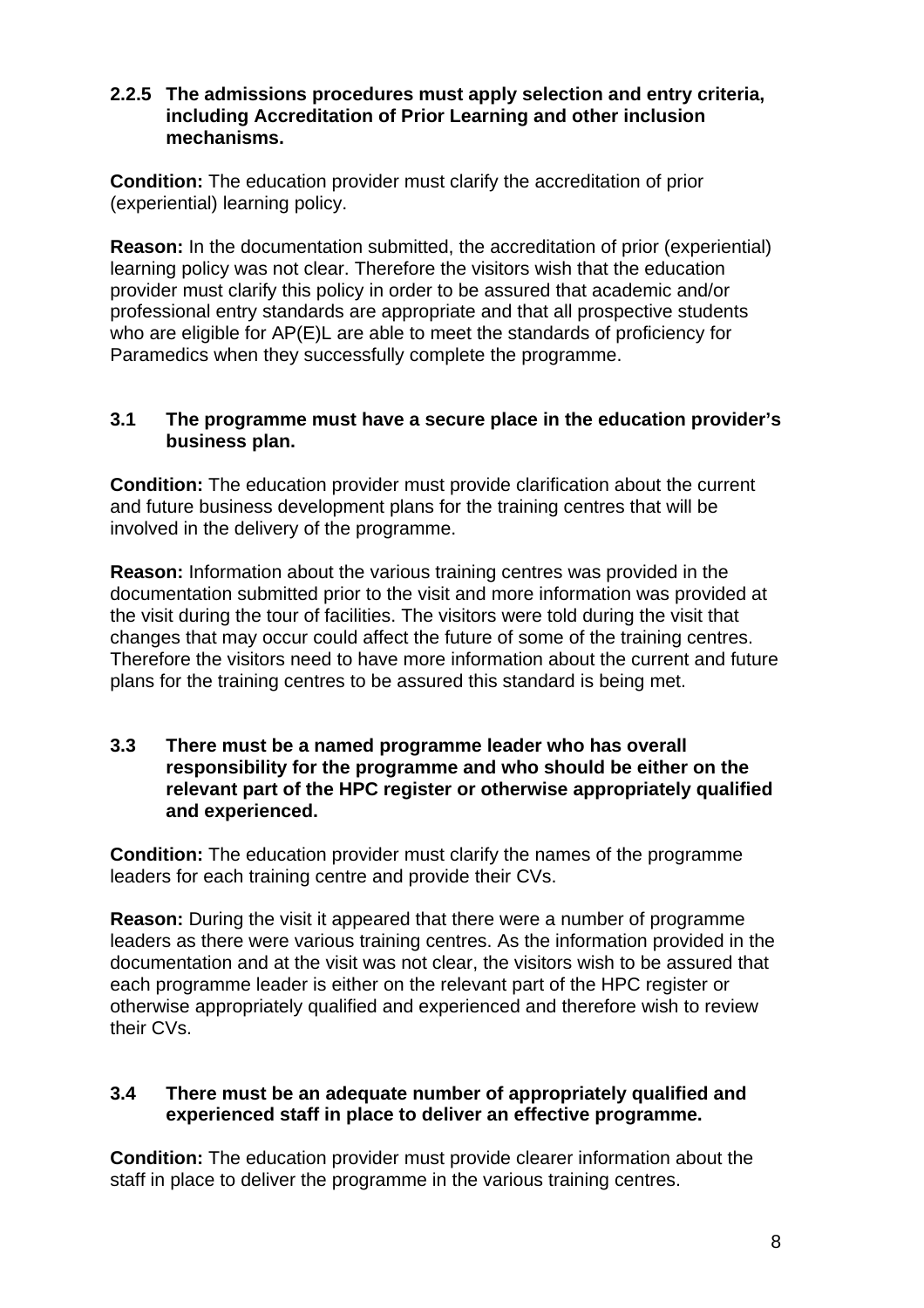**2.2.5 The admissions procedures must apply selection and entry criteria, including Accreditation of Prior Learning and other inclusion mechanisms.**

**Condition:** The education provider must clarify the accreditation of prior (experiential) learning policy.

**Reason:** In the documentation submitted, the accreditation of prior (experiential) learning policy was not clear. Therefore the visitors wish that the education provider must clarify this policy in order to be assured that academic and/or professional entry standards are appropriate and that all prospective students who are eligible for AP(E)L are able to meet the standards of proficiency for Paramedics when they successfully complete the programme.

**3.1 The programme must have a secure place in the education provider's business plan.**

**Condition:** The education provider must provide clarification about the current and future business development plans for the training centres that will be involved in the delivery of the programme.

**Reason:** Information about the various training centres was provided in the documentation submitted prior to the visit and more information was provided at the visit during the tour of facilities. The visitors were told during the visit that changes that may occur could affect the future of some of the training centres. Therefore the visitors need to have more information about the current and future plans for the training centres to be assured this standard is being met.

**3.3 There must be a named programme leader who has overall responsibility for the programme and who should be either on the relevant part of the HPC register or otherwise appropriately qualified and experienced.**

**Condition:** The education provider must clarify the names of the programme leaders for each training centre and provide their CVs.

**Reason:** During the visit it appeared that there were a number of programme leaders as there were various training centres. As the information provided in the documentation and at the visit was not clear, the visitors wish to be assured that each programme leader is either on the relevant part of the HPC register or otherwise appropriately qualified and experienced and therefore wish to review their CVs.

**3.4 There must be an adequate number of appropriately qualified and experienced staff in place to deliver an effective programme.**

**Condition:** The education provider must provide clearer information about the staff in place to deliver the programme in the various training centres.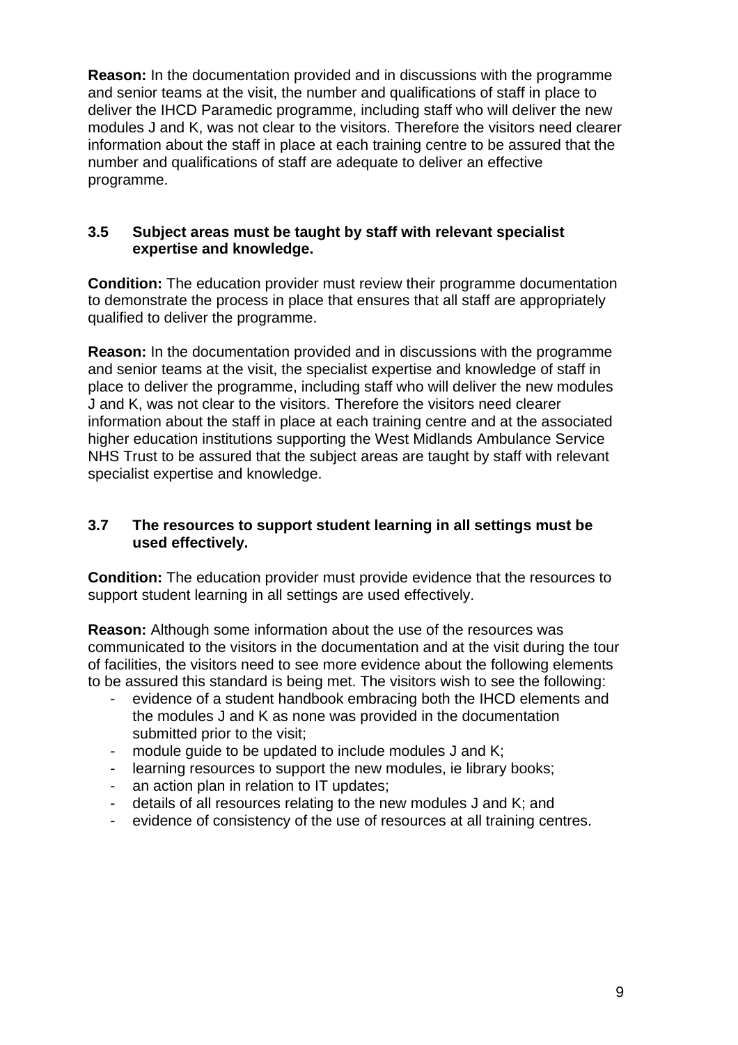**Reason:** In the documentation provided and in discussions with the programme and senior teams at the visit, the number and qualifications of staff in place to deliver the IHCD Paramedic programme, including staff who will deliver the new modules J and K, was not clear to the visitors. Therefore the visitors need clearer information about the staff in place at each training centre to be assured that the number and qualifications of staff are adequate to deliver an effective programme.

**3.5 Subject areas must be taught by staff with relevant specialist expertise and knowledge.**

**Condition:** The education provider must review their programme documentation to demonstrate the process in place that ensures that all staff are appropriately qualified to deliver the programme.

**Reason:** In the documentation provided and in discussions with the programme and senior teams at the visit, the specialist expertise and knowledge of staff in place to deliver the programme, including staff who will deliver the new modules J and K, was not clear to the visitors. Therefore the visitors need clearer information about the staff in place at each training centre and at the associated higher education institutions supporting the West Midlands Ambulance Service NHS Trust to be assured that the subject areas are taught by staff with relevant specialist expertise and knowledge.

**3.7 The resources to support student learning in all settings must be used effectively.**

**Condition:** The education provider must provide evidence that the resources to support student learning in all settings are used effectively.

**Reason:** Although some information about the use of the resources was communicated to the visitors in the documentation and at the visit during the tour of facilities, the visitors need to see more evidence about the following elements to be assured this standard is being met. The visitors wish to see the following:

- evidence of a student handbook embracing both the IHCD elements and the modules J and K as none was provided in the documentation submitted prior to the visit;
- module guide to be updated to include modules J and K;
- learning resources to support the new modules, ie library books;
- an action plan in relation to IT updates;
- details of all resources relating to the new modules J and K; and
- evidence of consistency of the use of resources at all training centres.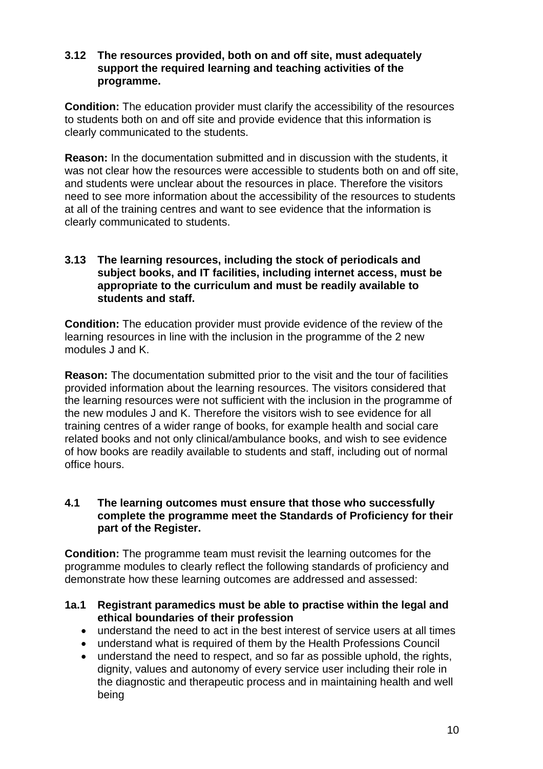**3.12 The resources provided, both on and off site, must adequately support the required learning and teaching activities of the programme.**

**Condition:** The education provider must clarify the accessibility of the resources to students both on and off site and provide evidence that this information is clearly communicated to the students.

**Reason:** In the documentation submitted and in discussion with the students, it was not clear how the resources were accessible to students both on and off site, and students were unclear about the resources in place. Therefore the visitors need to see more information about the accessibility of the resources to students at all of the training centres and want to see evidence that the information is clearly communicated to students.

**3.13 The learning resources, including the stock of periodicals and subject books, and IT facilities, including internet access, must be appropriate to the curriculum and must be readily available to students and staff.**

**Condition:** The education provider must provide evidence of the review of the learning resources in line with the inclusion in the programme of the 2 new modules J and K.

**Reason:** The documentation submitted prior to the visit and the tour of facilities provided information about the learning resources. The visitors considered that the learning resources were not sufficient with the inclusion in the programme of the new modules J and K. Therefore the visitors wish to see evidence for all training centres of a wider range of books, for example health and social care related books and not only clinical/ambulance books, and wish to see evidence of how books are readily available to students and staff, including out of normal office hours.

**4.1 The learning outcomes must ensure that those who successfully complete the programme meet the Standards of Proficiency for their part of the Register.**

**Condition:** The programme team must revisit the learning outcomes for the programme modules to clearly reflect the following standards of proficiency and demonstrate how these learning outcomes are addressed and assessed:

**1a.1 Registrant paramedics must be able to practise within the legal and ethical boundaries of their profession**

- understand the need to act in the best interest of service users at all times
- understand what is required of them by the Health Professions Council
- understand the need to respect, and so far as possible uphold, the rights, dignity, values and autonomy of every service user including their role in the diagnostic and therapeutic process and in maintaining health and well being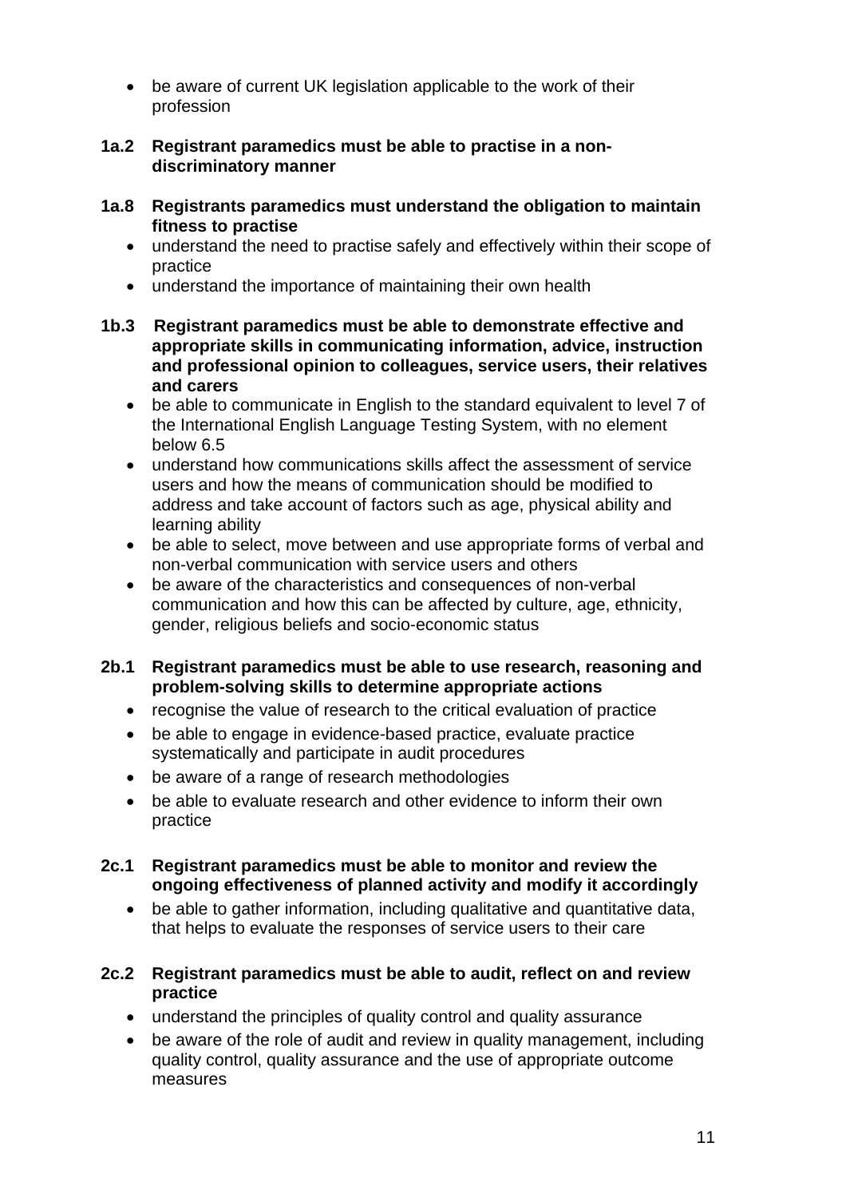- be aware of current UK legislation applicable to the work of their profession

**1a.2 Registrant paramedics must be able to practise in a non-discriminatory manner**

**1a.8 Registrants paramedics must understand the obligation to maintain fitness to practise**

- understand the need to practise safely and effectively within their scope of practice
- understand the importance of maintaining their own health

**1b.3 Registrant paramedics must be able to demonstrate effective and appropriate skills in communicating information, advice, instruction and professional opinion to colleagues, service users, their relatives and carers**

- be able to communicate in English to the standard equivalent to level 7 of the International English Language Testing System, with no element below 6.5
- understand how communications skills affect the assessment of service users and how the means of communication should be modified to address and take account of factors such as age, physical ability and learning ability
- be able to select, move between and use appropriate forms of verbal and non-verbal communication with service users and others
- be aware of the characteristics and consequences of non-verbal communication and how this can be affected by culture, age, ethnicity, gender, religious beliefs and socio-economic status

**2b.1 Registrant paramedics must be able to use research, reasoning and problem-solving skills to determine appropriate actions**

- recognise the value of research to the critical evaluation of practice
- be able to engage in evidence-based practice, evaluate practice systematically and participate in audit procedures
- be aware of a range of research methodologies
- be able to evaluate research and other evidence to inform their own practice

**2c.1 Registrant paramedics must be able to monitor and review the ongoing effectiveness of planned activity and modify it accordingly**

- be able to gather information, including qualitative and quantitative data, that helps to evaluate the responses of service users to their care

**2c.2 Registrant paramedics must be able to audit, reflect on and review practice**

- understand the principles of quality control and quality assurance
- be aware of the role of audit and review in quality management, including quality control, quality assurance and the use of appropriate outcome measures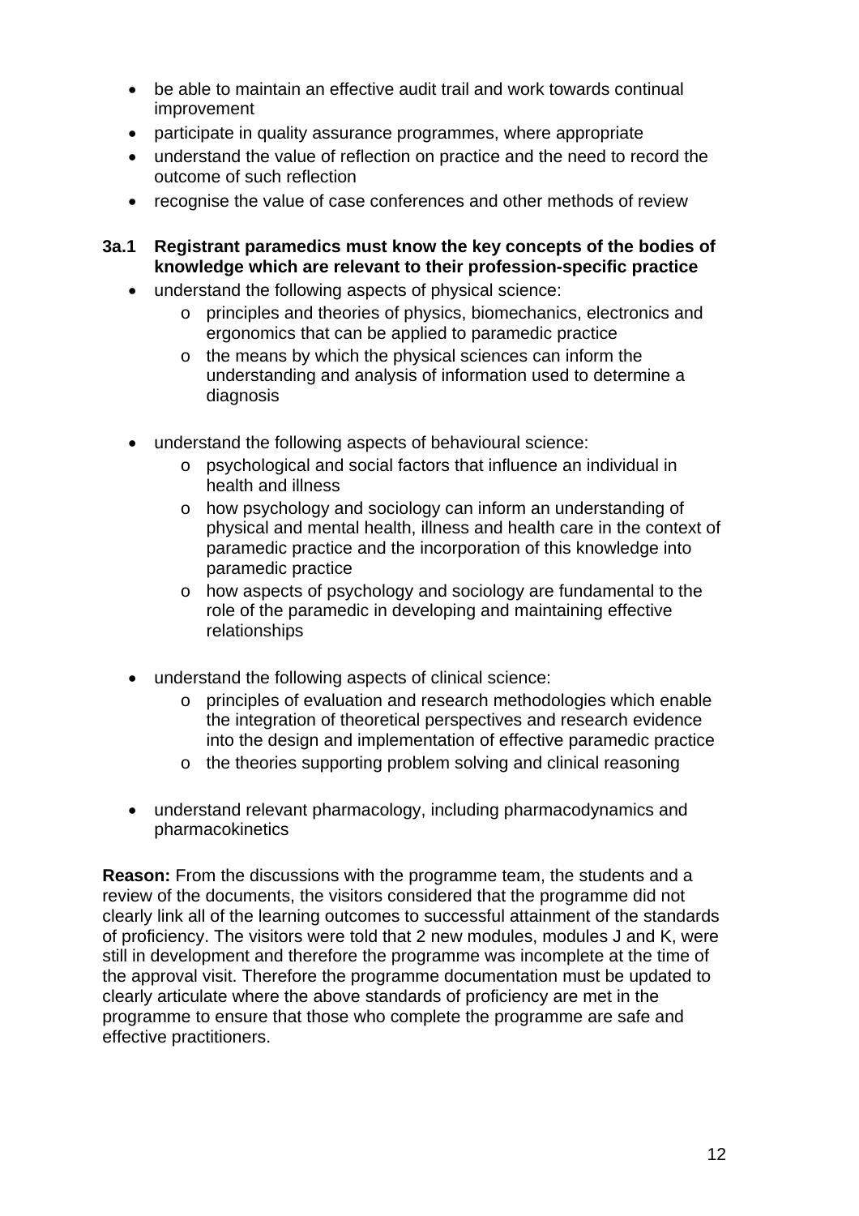- be able to maintain an effective audit trail and work towards continual improvement
- participate in quality assurance programmes, where appropriate
- understand the value of reflection on practice and the need to record the outcome of such reflection
- recognise the value of case conferences and other methods of review

**3a.1 Registrant paramedics must know the key concepts of the bodies of knowledge which are relevant to their profession-specific practice**

- understand the following aspects of physical science:
    - principles and theories of physics, biomechanics, electronics and ergonomics that can be applied to paramedic practice
    - the means by which the physical sciences can inform the understanding and analysis of information used to determine a diagnosis

- understand the following aspects of behavioural science:
    - psychological and social factors that influence an individual in health and illness
    - how psychology and sociology can inform an understanding of physical and mental health, illness and health care in the context of paramedic practice and the incorporation of this knowledge into paramedic practice
    - how aspects of psychology and sociology are fundamental to the role of the paramedic in developing and maintaining effective relationships

- understand the following aspects of clinical science:
    - principles of evaluation and research methodologies which enable the integration of theoretical perspectives and research evidence into the design and implementation of effective paramedic practice
    - the theories supporting problem solving and clinical reasoning

- understand relevant pharmacology, including pharmacodynamics and pharmacokinetics

**Reason:** From the discussions with the programme team, the students and a review of the documents, the visitors considered that the programme did not clearly link all of the learning outcomes to successful attainment of the standards of proficiency. The visitors were told that 2 new modules, modules J and K, were still in development and therefore the programme was incomplete at the time of the approval visit. Therefore the programme documentation must be updated to clearly articulate where the above standards of proficiency are met in the programme to ensure that those who complete the programme are safe and effective practitioners.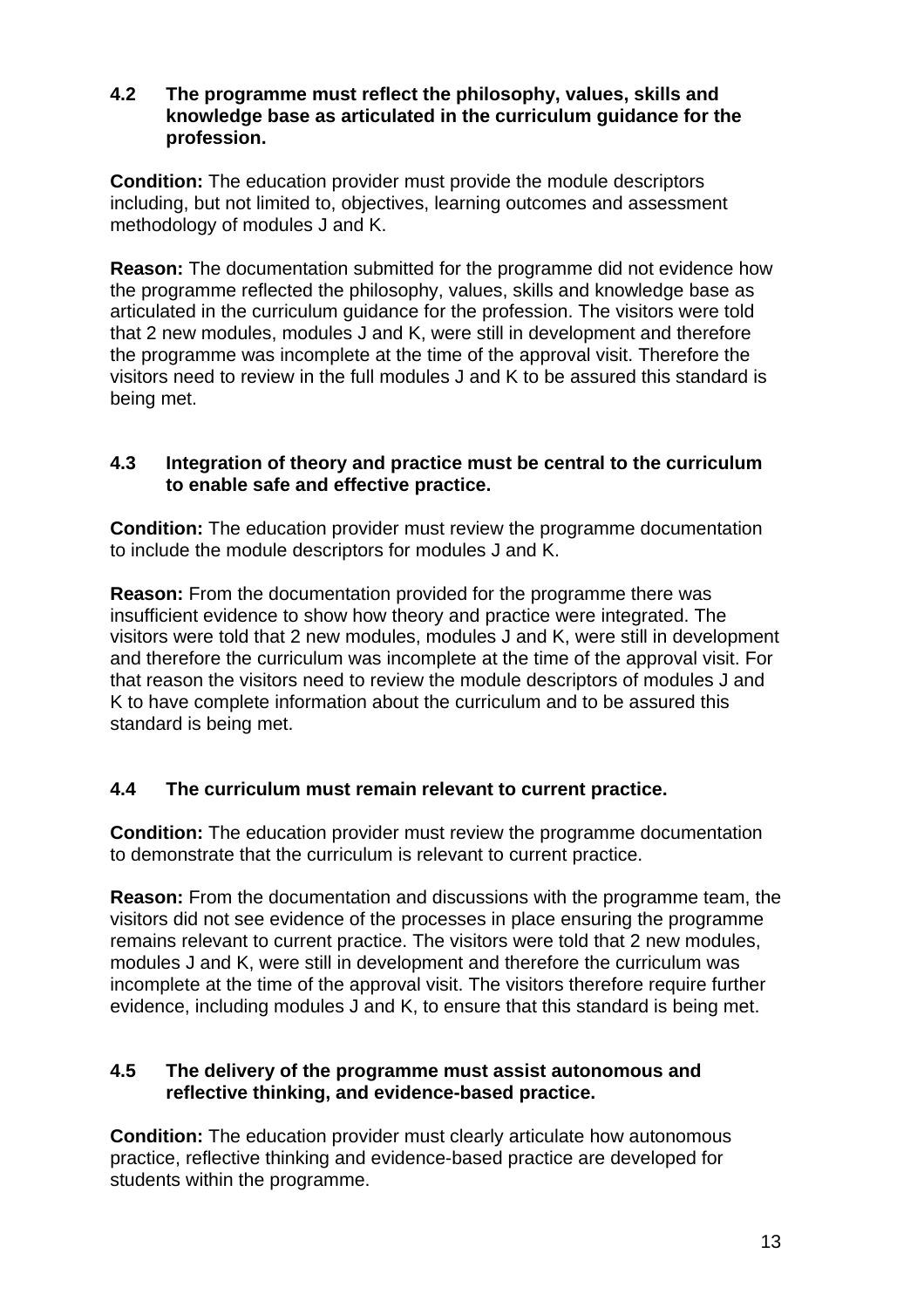**4.2 The programme must reflect the philosophy, values, skills and knowledge base as articulated in the curriculum guidance for the profession.**

**Condition:** The education provider must provide the module descriptors including, but not limited to, objectives, learning outcomes and assessment methodology of modules J and K.

**Reason:** The documentation submitted for the programme did not evidence how the programme reflected the philosophy, values, skills and knowledge base as articulated in the curriculum guidance for the profession. The visitors were told that 2 new modules, modules J and K, were still in development and therefore the programme was incomplete at the time of the approval visit. Therefore the visitors need to review in the full modules J and K to be assured this standard is being met.

**4.3 Integration of theory and practice must be central to the curriculum to enable safe and effective practice.**

**Condition:** The education provider must review the programme documentation to include the module descriptors for modules J and K.

**Reason:** From the documentation provided for the programme there was insufficient evidence to show how theory and practice were integrated. The visitors were told that 2 new modules, modules J and K, were still in development and therefore the curriculum was incomplete at the time of the approval visit. For that reason the visitors need to review the module descriptors of modules J and K to have complete information about the curriculum and to be assured this standard is being met.

**4.4 The curriculum must remain relevant to current practice.**

**Condition:** The education provider must review the programme documentation to demonstrate that the curriculum is relevant to current practice.

**Reason:** From the documentation and discussions with the programme team, the visitors did not see evidence of the processes in place ensuring the programme remains relevant to current practice. The visitors were told that 2 new modules, modules J and K, were still in development and therefore the curriculum was incomplete at the time of the approval visit. The visitors therefore require further evidence, including modules J and K, to ensure that this standard is being met.

**4.5 The delivery of the programme must assist autonomous and reflective thinking, and evidence-based practice.**

**Condition:** The education provider must clearly articulate how autonomous practice, reflective thinking and evidence-based practice are developed for students within the programme.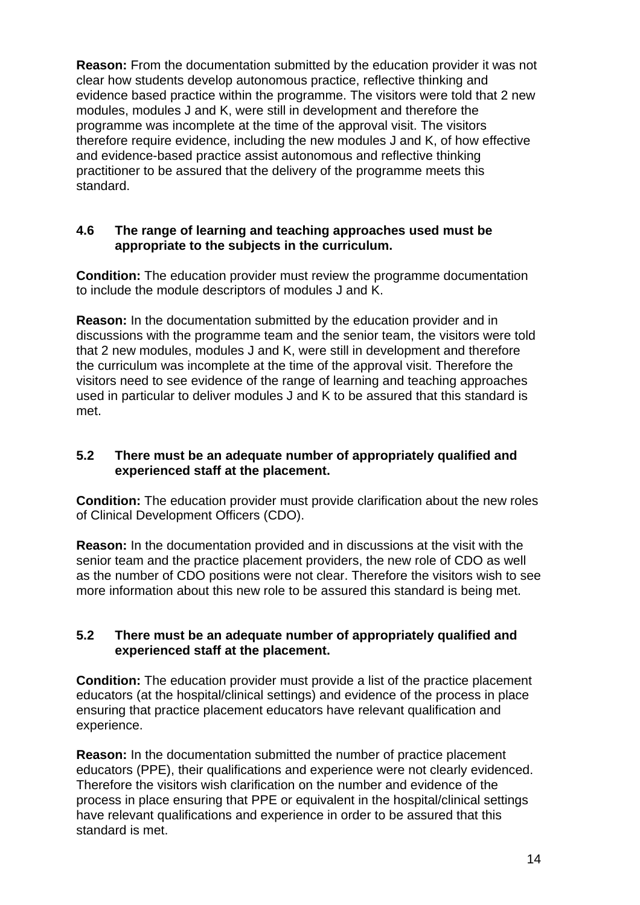**Reason:** From the documentation submitted by the education provider it was not clear how students develop autonomous practice, reflective thinking and evidence based practice within the programme. The visitors were told that 2 new modules, modules J and K, were still in development and therefore the programme was incomplete at the time of the approval visit. The visitors therefore require evidence, including the new modules J and K, of how effective and evidence-based practice assist autonomous and reflective thinking practitioner to be assured that the delivery of the programme meets this standard.

**4.6 The range of learning and teaching approaches used must be appropriate to the subjects in the curriculum.**

**Condition:** The education provider must review the programme documentation to include the module descriptors of modules J and K.

**Reason:** In the documentation submitted by the education provider and in discussions with the programme team and the senior team, the visitors were told that 2 new modules, modules J and K, were still in development and therefore the curriculum was incomplete at the time of the approval visit. Therefore the visitors need to see evidence of the range of learning and teaching approaches used in particular to deliver modules J and K to be assured that this standard is met.

**5.2 There must be an adequate number of appropriately qualified and experienced staff at the placement.**

**Condition:** The education provider must provide clarification about the new roles of Clinical Development Officers (CDO).

**Reason:** In the documentation provided and in discussions at the visit with the senior team and the practice placement providers, the new role of CDO as well as the number of CDO positions were not clear. Therefore the visitors wish to see more information about this new role to be assured this standard is being met.

**5.2 There must be an adequate number of appropriately qualified and experienced staff at the placement.**

**Condition:** The education provider must provide a list of the practice placement educators (at the hospital/clinical settings) and evidence of the process in place ensuring that practice placement educators have relevant qualification and experience.

**Reason:** In the documentation submitted the number of practice placement educators (PPE), their qualifications and experience were not clearly evidenced. Therefore the visitors wish clarification on the number and evidence of the process in place ensuring that PPE or equivalent in the hospital/clinical settings have relevant qualifications and experience in order to be assured that this standard is met.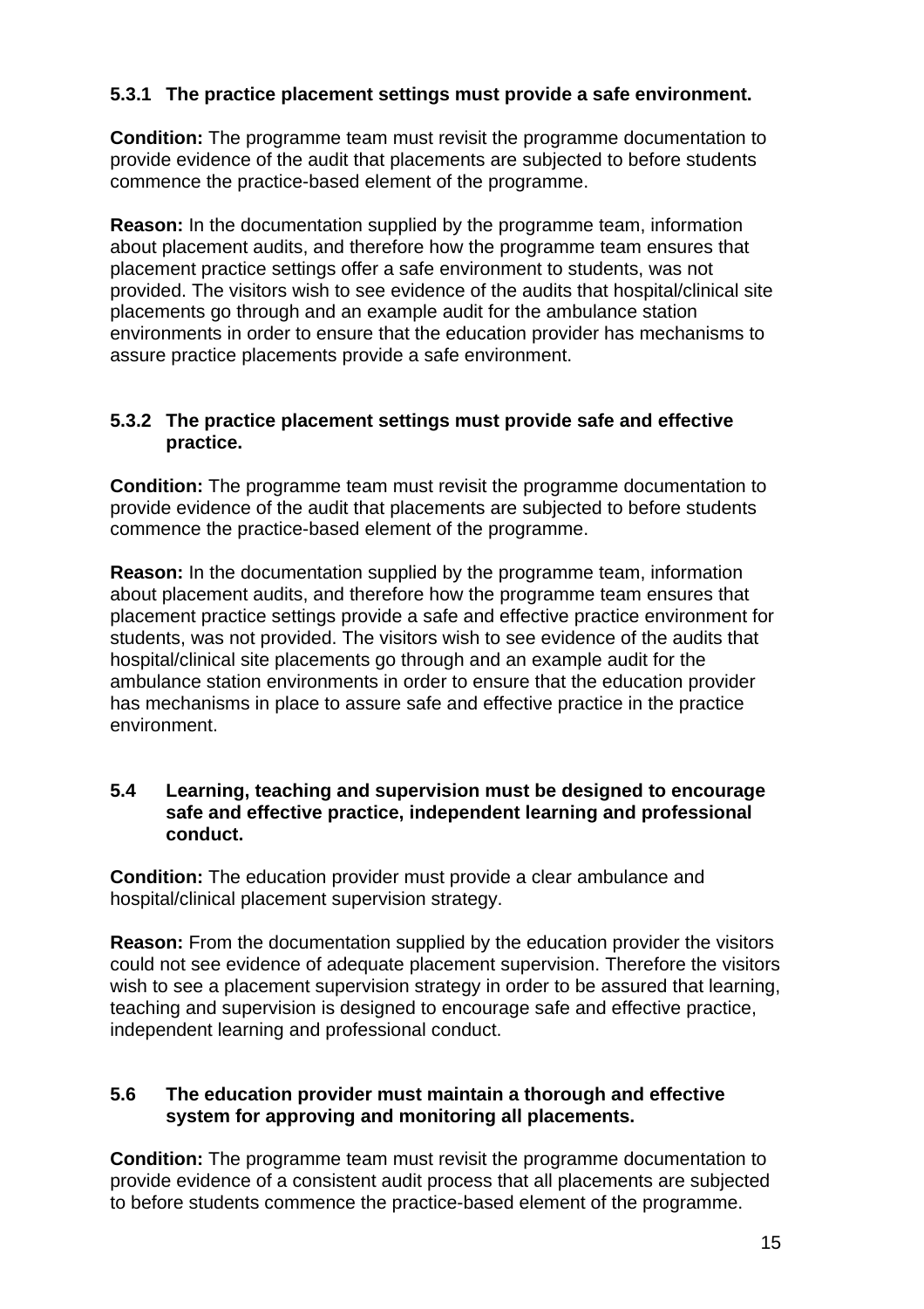**5.3.1 The practice placement settings must provide a safe environment.**

**Condition:** The programme team must revisit the programme documentation to provide evidence of the audit that placements are subjected to before students commence the practice-based element of the programme.

**Reason:** In the documentation supplied by the programme team, information about placement audits, and therefore how the programme team ensures that placement practice settings offer a safe environment to students, was not provided. The visitors wish to see evidence of the audits that hospital/clinical site placements go through and an example audit for the ambulance station environments in order to ensure that the education provider has mechanisms to assure practice placements provide a safe environment.

**5.3.2 The practice placement settings must provide safe and effective practice.**

**Condition:** The programme team must revisit the programme documentation to provide evidence of the audit that placements are subjected to before students commence the practice-based element of the programme.

**Reason:** In the documentation supplied by the programme team, information about placement audits, and therefore how the programme team ensures that placement practice settings provide a safe and effective practice environment for students, was not provided. The visitors wish to see evidence of the audits that hospital/clinical site placements go through and an example audit for the ambulance station environments in order to ensure that the education provider has mechanisms in place to assure safe and effective practice in the practice environment.

**5.4 Learning, teaching and supervision must be designed to encourage safe and effective practice, independent learning and professional conduct.**

**Condition:** The education provider must provide a clear ambulance and hospital/clinical placement supervision strategy.

**Reason:** From the documentation supplied by the education provider the visitors could not see evidence of adequate placement supervision. Therefore the visitors wish to see a placement supervision strategy in order to be assured that learning, teaching and supervision is designed to encourage safe and effective practice, independent learning and professional conduct.

**5.6 The education provider must maintain a thorough and effective system for approving and monitoring all placements.**

**Condition:** The programme team must revisit the programme documentation to provide evidence of a consistent audit process that all placements are subjected to before students commence the practice-based element of the programme.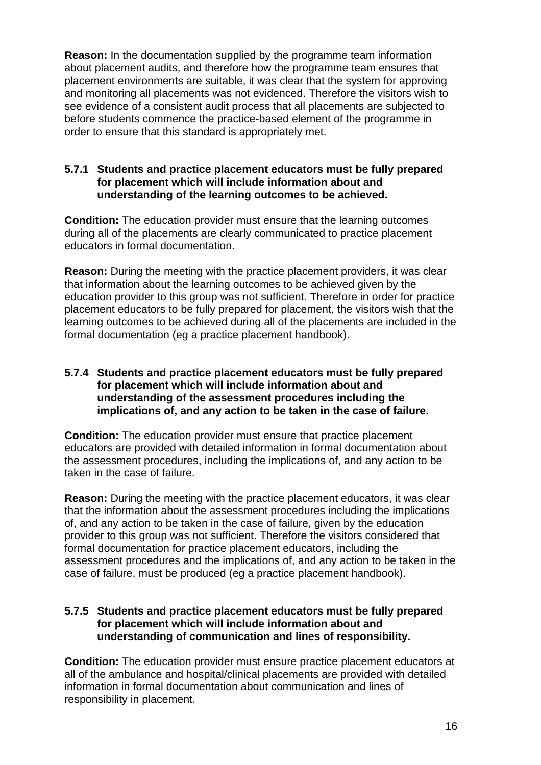**Reason:** In the documentation supplied by the programme team information about placement audits, and therefore how the programme team ensures that placement environments are suitable, it was clear that the system for approving and monitoring all placements was not evidenced. Therefore the visitors wish to see evidence of a consistent audit process that all placements are subjected to before students commence the practice-based element of the programme in order to ensure that this standard is appropriately met.

**5.7.1 Students and practice placement educators must be fully prepared for placement which will include information about and understanding of the learning outcomes to be achieved.**

**Condition:** The education provider must ensure that the learning outcomes during all of the placements are clearly communicated to practice placement educators in formal documentation.

**Reason:** During the meeting with the practice placement providers, it was clear that information about the learning outcomes to be achieved given by the education provider to this group was not sufficient. Therefore in order for practice placement educators to be fully prepared for placement, the visitors wish that the learning outcomes to be achieved during all of the placements are included in the formal documentation (eg a practice placement handbook).

**5.7.4 Students and practice placement educators must be fully prepared for placement which will include information about and understanding of the assessment procedures including the implications of, and any action to be taken in the case of failure.**

**Condition:** The education provider must ensure that practice placement educators are provided with detailed information in formal documentation about the assessment procedures, including the implications of, and any action to be taken in the case of failure.

**Reason:** During the meeting with the practice placement educators, it was clear that the information about the assessment procedures including the implications of, and any action to be taken in the case of failure, given by the education provider to this group was not sufficient. Therefore the visitors considered that formal documentation for practice placement educators, including the assessment procedures and the implications of, and any action to be taken in the case of failure, must be produced (eg a practice placement handbook).

**5.7.5 Students and practice placement educators must be fully prepared for placement which will include information about and understanding of communication and lines of responsibility.**

**Condition:** The education provider must ensure practice placement educators at all of the ambulance and hospital/clinical placements are provided with detailed information in formal documentation about communication and lines of responsibility in placement.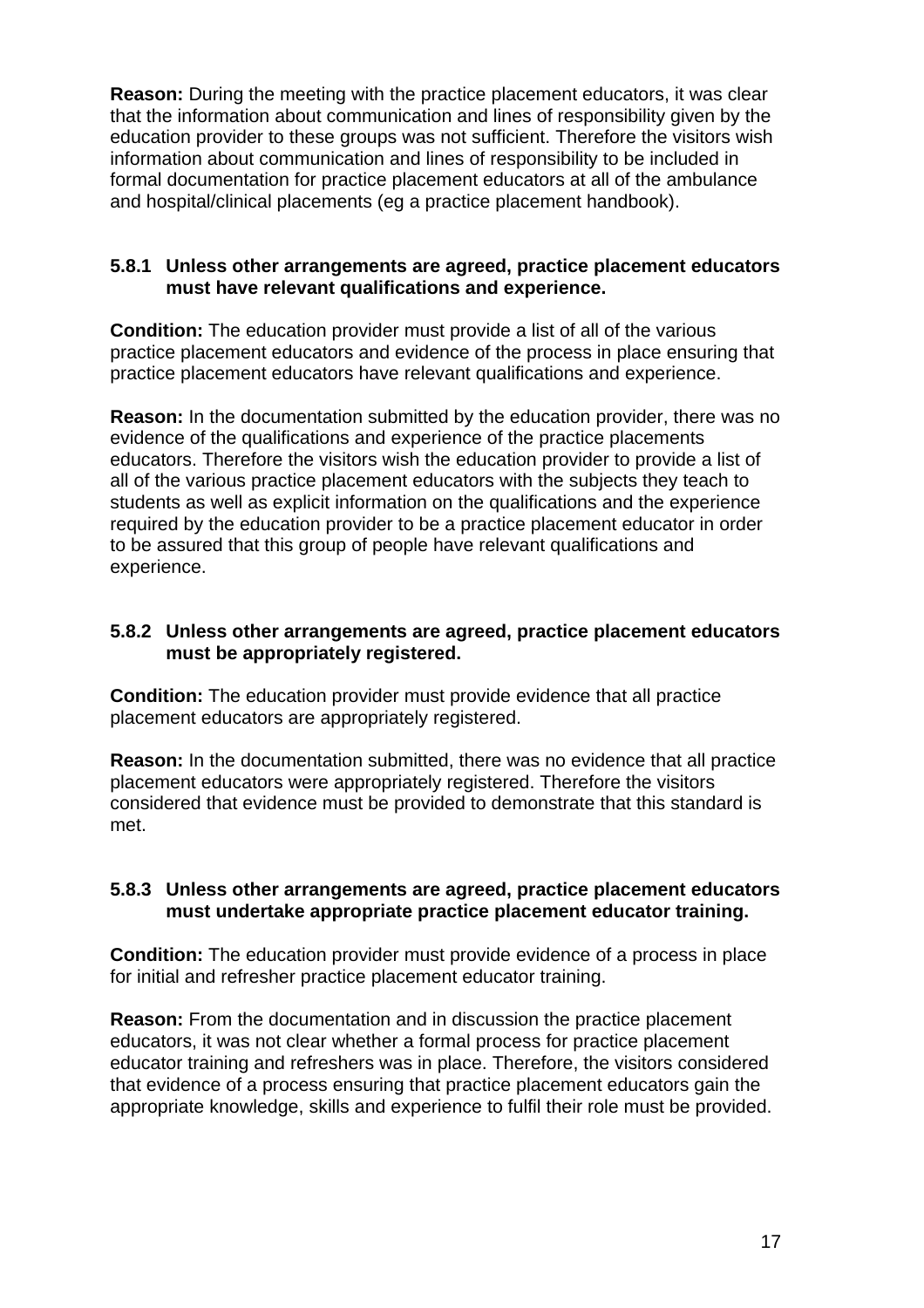**Reason:** During the meeting with the practice placement educators, it was clear that the information about communication and lines of responsibility given by the education provider to these groups was not sufficient. Therefore the visitors wish information about communication and lines of responsibility to be included in formal documentation for practice placement educators at all of the ambulance and hospital/clinical placements (eg a practice placement handbook).

**5.8.1 Unless other arrangements are agreed, practice placement educators must have relevant qualifications and experience.**

**Condition:** The education provider must provide a list of all of the various practice placement educators and evidence of the process in place ensuring that practice placement educators have relevant qualifications and experience.

**Reason:** In the documentation submitted by the education provider, there was no evidence of the qualifications and experience of the practice placements educators. Therefore the visitors wish the education provider to provide a list of all of the various practice placement educators with the subjects they teach to students as well as explicit information on the qualifications and the experience required by the education provider to be a practice placement educator in order to be assured that this group of people have relevant qualifications and experience.

**5.8.2 Unless other arrangements are agreed, practice placement educators must be appropriately registered.**

**Condition:** The education provider must provide evidence that all practice placement educators are appropriately registered.

**Reason:** In the documentation submitted, there was no evidence that all practice placement educators were appropriately registered. Therefore the visitors considered that evidence must be provided to demonstrate that this standard is met.

**5.8.3 Unless other arrangements are agreed, practice placement educators must undertake appropriate practice placement educator training.**

**Condition:** The education provider must provide evidence of a process in place for initial and refresher practice placement educator training.

**Reason:** From the documentation and in discussion the practice placement educators, it was not clear whether a formal process for practice placement educator training and refreshers was in place. Therefore, the visitors considered that evidence of a process ensuring that practice placement educators gain the appropriate knowledge, skills and experience to fulfil their role must be provided.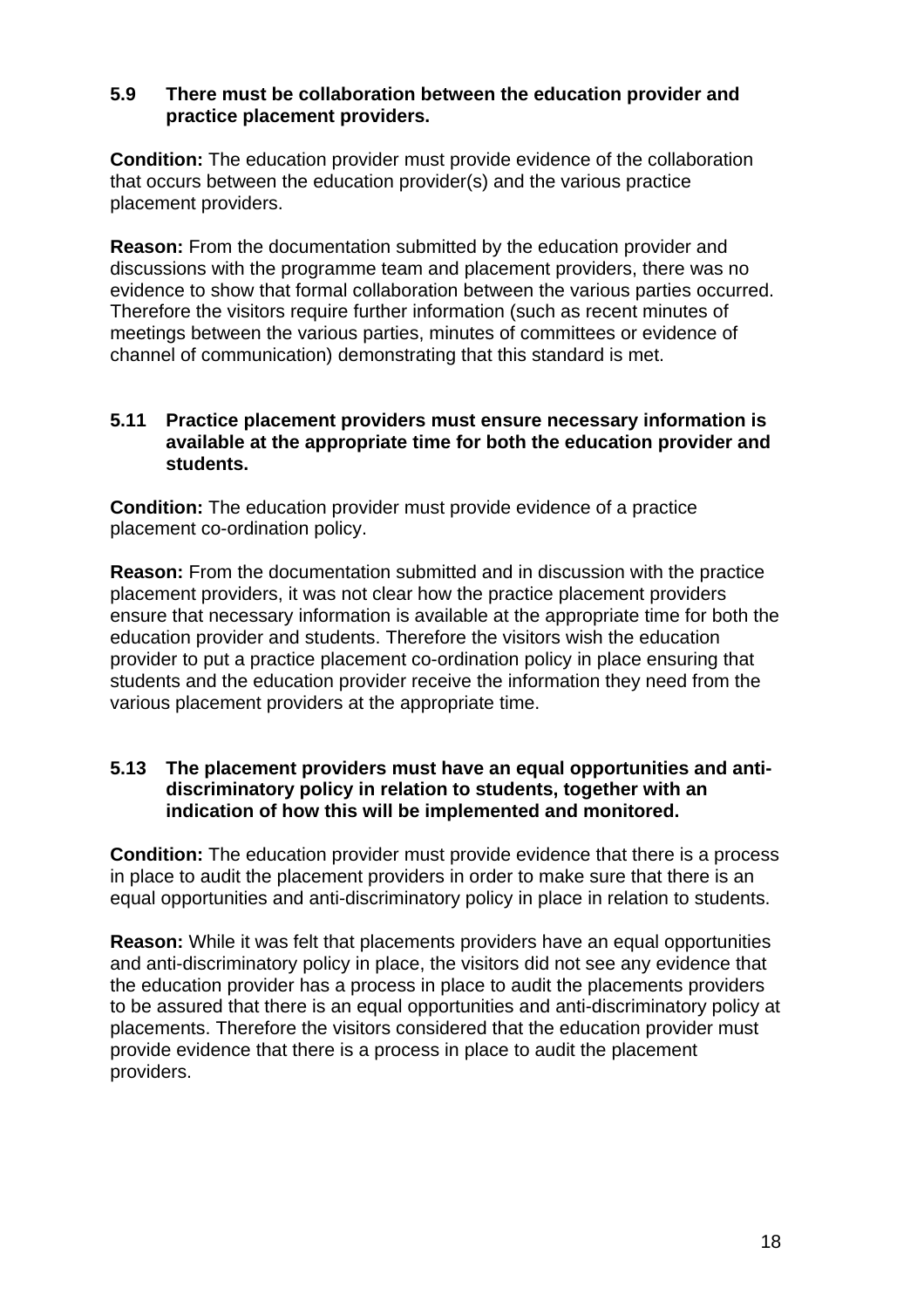**5.9 There must be collaboration between the education provider and practice placement providers.**

**Condition:** The education provider must provide evidence of the collaboration that occurs between the education provider(s) and the various practice placement providers.

**Reason:** From the documentation submitted by the education provider and discussions with the programme team and placement providers, there was no evidence to show that formal collaboration between the various parties occurred. Therefore the visitors require further information (such as recent minutes of meetings between the various parties, minutes of committees or evidence of channel of communication) demonstrating that this standard is met.

**5.11 Practice placement providers must ensure necessary information is available at the appropriate time for both the education provider and students.**

**Condition:** The education provider must provide evidence of a practice placement co-ordination policy.

**Reason:** From the documentation submitted and in discussion with the practice placement providers, it was not clear how the practice placement providers ensure that necessary information is available at the appropriate time for both the education provider and students. Therefore the visitors wish the education provider to put a practice placement co-ordination policy in place ensuring that students and the education provider receive the information they need from the various placement providers at the appropriate time.

**5.13 The placement providers must have an equal opportunities and anti-discriminatory policy in relation to students, together with an indication of how this will be implemented and monitored.**

**Condition:** The education provider must provide evidence that there is a process in place to audit the placement providers in order to make sure that there is an equal opportunities and anti-discriminatory policy in place in relation to students.

**Reason:** While it was felt that placements providers have an equal opportunities and anti-discriminatory policy in place, the visitors did not see any evidence that the education provider has a process in place to audit the placements providers to be assured that there is an equal opportunities and anti-discriminatory policy at placements. Therefore the visitors considered that the education provider must provide evidence that there is a process in place to audit the placement providers.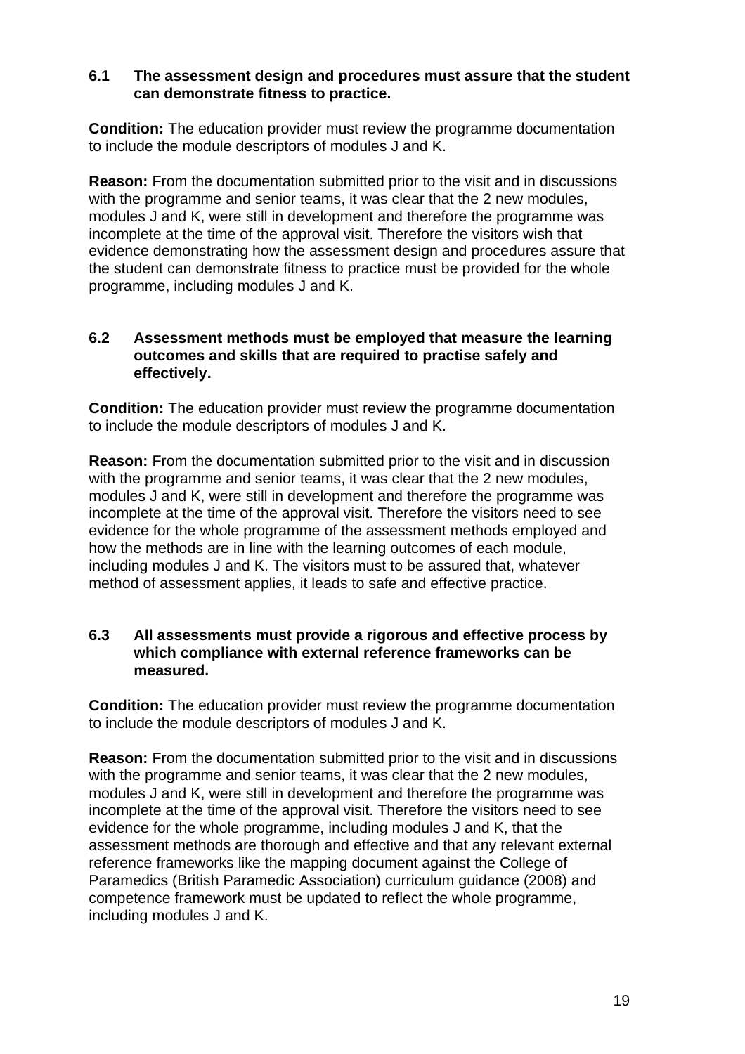**6.1 The assessment design and procedures must assure that the student can demonstrate fitness to practice.**

**Condition:** The education provider must review the programme documentation to include the module descriptors of modules J and K.

**Reason:** From the documentation submitted prior to the visit and in discussions with the programme and senior teams, it was clear that the 2 new modules, modules J and K, were still in development and therefore the programme was incomplete at the time of the approval visit. Therefore the visitors wish that evidence demonstrating how the assessment design and procedures assure that the student can demonstrate fitness to practice must be provided for the whole programme, including modules J and K.

**6.2 Assessment methods must be employed that measure the learning outcomes and skills that are required to practise safely and effectively.**

**Condition:** The education provider must review the programme documentation to include the module descriptors of modules J and K.

**Reason:** From the documentation submitted prior to the visit and in discussion with the programme and senior teams, it was clear that the 2 new modules, modules J and K, were still in development and therefore the programme was incomplete at the time of the approval visit. Therefore the visitors need to see evidence for the whole programme of the assessment methods employed and how the methods are in line with the learning outcomes of each module, including modules J and K. The visitors must to be assured that, whatever method of assessment applies, it leads to safe and effective practice.

**6.3 All assessments must provide a rigorous and effective process by which compliance with external reference frameworks can be measured.**

**Condition:** The education provider must review the programme documentation to include the module descriptors of modules J and K.

**Reason:** From the documentation submitted prior to the visit and in discussions with the programme and senior teams, it was clear that the 2 new modules, modules J and K, were still in development and therefore the programme was incomplete at the time of the approval visit. Therefore the visitors need to see evidence for the whole programme, including modules J and K, that the assessment methods are thorough and effective and that any relevant external reference frameworks like the mapping document against the College of Paramedics (British Paramedic Association) curriculum guidance (2008) and competence framework must be updated to reflect the whole programme, including modules J and K.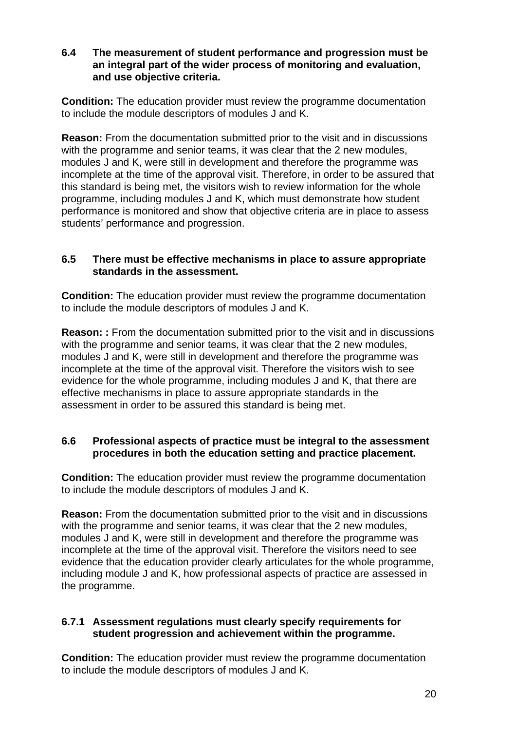**6.4 The measurement of student performance and progression must be an integral part of the wider process of monitoring and evaluation, and use objective criteria.**

**Condition:** The education provider must review the programme documentation to include the module descriptors of modules J and K.

**Reason:** From the documentation submitted prior to the visit and in discussions with the programme and senior teams, it was clear that the 2 new modules, modules J and K, were still in development and therefore the programme was incomplete at the time of the approval visit. Therefore, in order to be assured that this standard is being met, the visitors wish to review information for the whole programme, including modules J and K, which must demonstrate how student performance is monitored and show that objective criteria are in place to assess students' performance and progression.

**6.5 There must be effective mechanisms in place to assure appropriate standards in the assessment.**

**Condition:** The education provider must review the programme documentation to include the module descriptors of modules J and K.

**Reason: :** From the documentation submitted prior to the visit and in discussions with the programme and senior teams, it was clear that the 2 new modules, modules J and K, were still in development and therefore the programme was incomplete at the time of the approval visit. Therefore the visitors wish to see evidence for the whole programme, including modules J and K, that there are effective mechanisms in place to assure appropriate standards in the assessment in order to be assured this standard is being met.

**6.6 Professional aspects of practice must be integral to the assessment procedures in both the education setting and practice placement.**

**Condition:** The education provider must review the programme documentation to include the module descriptors of modules J and K.

**Reason:** From the documentation submitted prior to the visit and in discussions with the programme and senior teams, it was clear that the 2 new modules, modules J and K, were still in development and therefore the programme was incomplete at the time of the approval visit. Therefore the visitors need to see evidence that the education provider clearly articulates for the whole programme, including module J and K, how professional aspects of practice are assessed in the programme.

**6.7.1 Assessment regulations must clearly specify requirements for student progression and achievement within the programme.**

**Condition:** The education provider must review the programme documentation to include the module descriptors of modules J and K.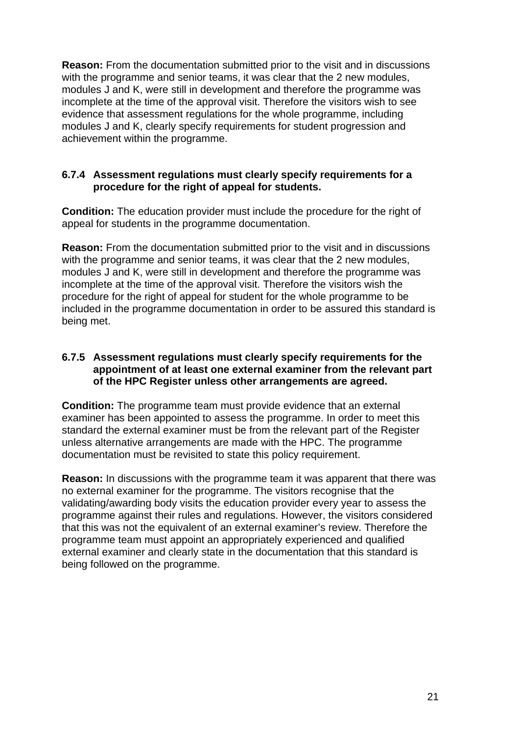**Reason:** From the documentation submitted prior to the visit and in discussions with the programme and senior teams, it was clear that the 2 new modules, modules J and K, were still in development and therefore the programme was incomplete at the time of the approval visit. Therefore the visitors wish to see evidence that assessment regulations for the whole programme, including modules J and K, clearly specify requirements for student progression and achievement within the programme.

**6.7.4 Assessment regulations must clearly specify requirements for a procedure for the right of appeal for students.**

**Condition:** The education provider must include the procedure for the right of appeal for students in the programme documentation.

**Reason:** From the documentation submitted prior to the visit and in discussions with the programme and senior teams, it was clear that the 2 new modules, modules J and K, were still in development and therefore the programme was incomplete at the time of the approval visit. Therefore the visitors wish the procedure for the right of appeal for student for the whole programme to be included in the programme documentation in order to be assured this standard is being met.

**6.7.5 Assessment regulations must clearly specify requirements for the appointment of at least one external examiner from the relevant part of the HPC Register unless other arrangements are agreed.**

**Condition:** The programme team must provide evidence that an external examiner has been appointed to assess the programme. In order to meet this standard the external examiner must be from the relevant part of the Register unless alternative arrangements are made with the HPC. The programme documentation must be revisited to state this policy requirement.

**Reason:** In discussions with the programme team it was apparent that there was no external examiner for the programme. The visitors recognise that the validating/awarding body visits the education provider every year to assess the programme against their rules and regulations. However, the visitors considered that this was not the equivalent of an external examiner's review. Therefore the programme team must appoint an appropriately experienced and qualified external examiner and clearly state in the documentation that this standard is being followed on the programme.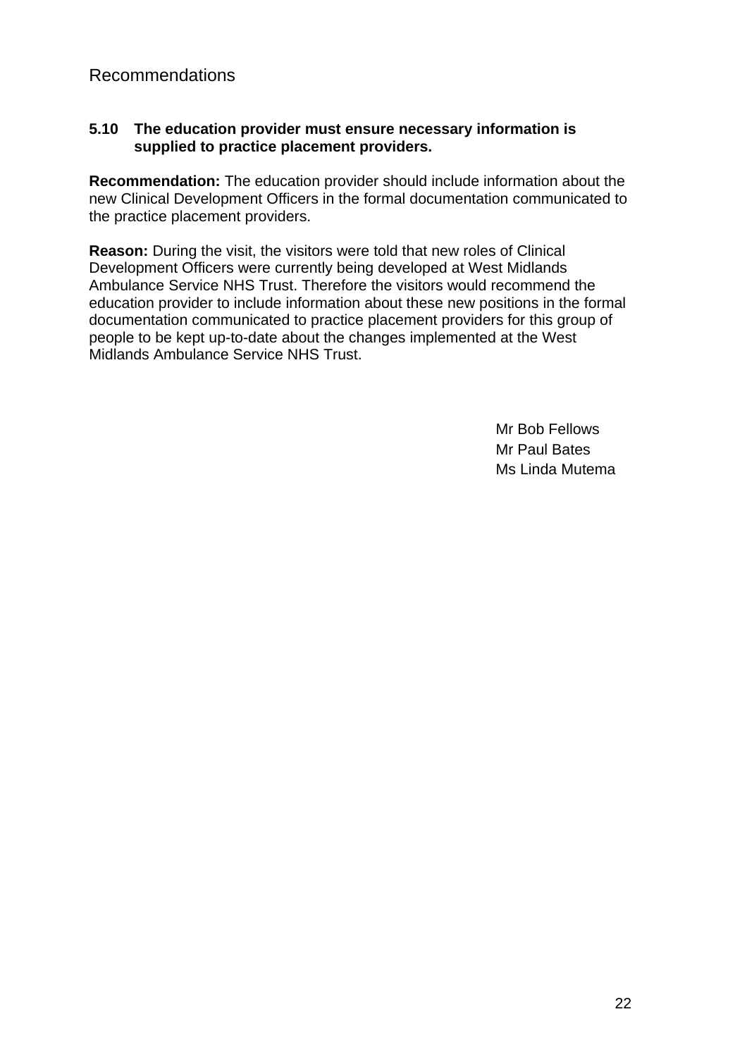## Recommendations

**5.10 The education provider must ensure necessary information is supplied to practice placement providers.**

**Recommendation:** The education provider should include information about the new Clinical Development Officers in the formal documentation communicated to the practice placement providers.

**Reason:** During the visit, the visitors were told that new roles of Clinical Development Officers were currently being developed at West Midlands Ambulance Service NHS Trust. Therefore the visitors would recommend the education provider to include information about these new positions in the formal documentation communicated to practice placement providers for this group of people to be kept up-to-date about the changes implemented at the West Midlands Ambulance Service NHS Trust.

Mr Bob Fellows
Mr Paul Bates
Ms Linda Mutema